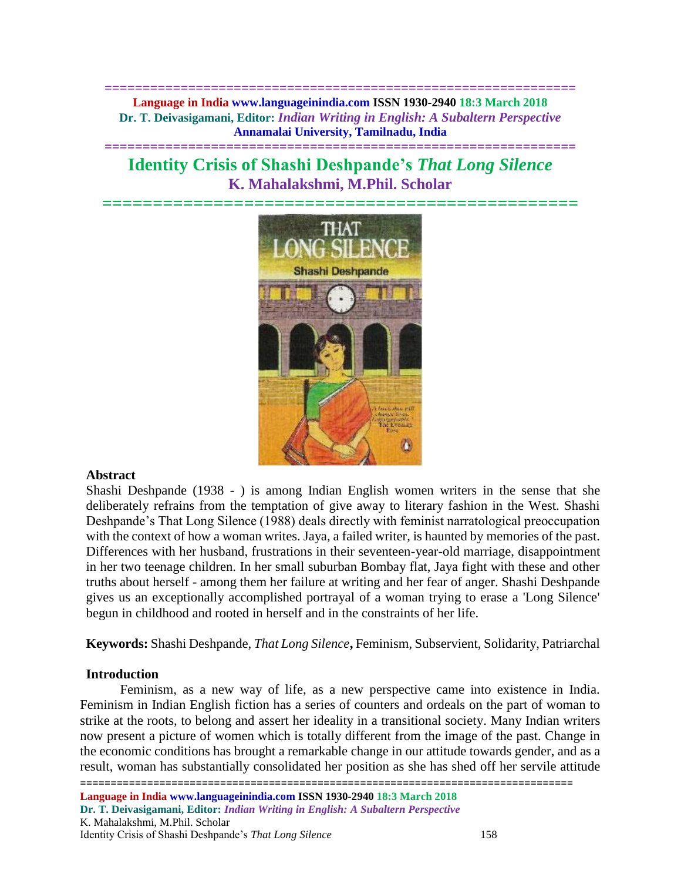# Identity Crisis of Shashi Deshpande's *That Long Silence*

## K. Mahalakshmi, M.Phil. Scholar

### Abstract

Shashi Deshpande (1938 - ) is among Indian English women writers in the sense that she deliberately refrains from the temptation of give away to literary fashion in the West. Shashi Deshpande's That Long Silence (1988) deals directly with feminist narratological preoccupation with the context of how a woman writes. Jaya, a failed writer, is haunted by memories of the past. Differences with her husband, frustrations in their seventeen-year-old marriage, disappointment in her two teenage children. In her small suburban Bombay flat, Jaya fight with these and other truths about herself - among them her failure at writing and her fear of anger. Shashi Deshpande gives us an exceptionally accomplished portrayal of a woman trying to erase a 'Long Silence' begun in childhood and rooted in herself and in the constraints of her life.

**Keywords:** Shashi Deshpande, *That Long Silence***,** Feminism, Subservient, Solidarity, Patriarchal

### Introduction

Feminism, as a new way of life, as a new perspective came into existence in India. Feminism in Indian English fiction has a series of counters and ordeals on the part of woman to strike at the roots, to belong and assert her ideality in a transitional society. Many Indian writers now present a picture of women which is totally different from the image of the past. Change in the economic conditions has brought a remarkable change in our attitude towards gender, and as a result, woman has substantially consolidated her position as she has shed off her servile attitude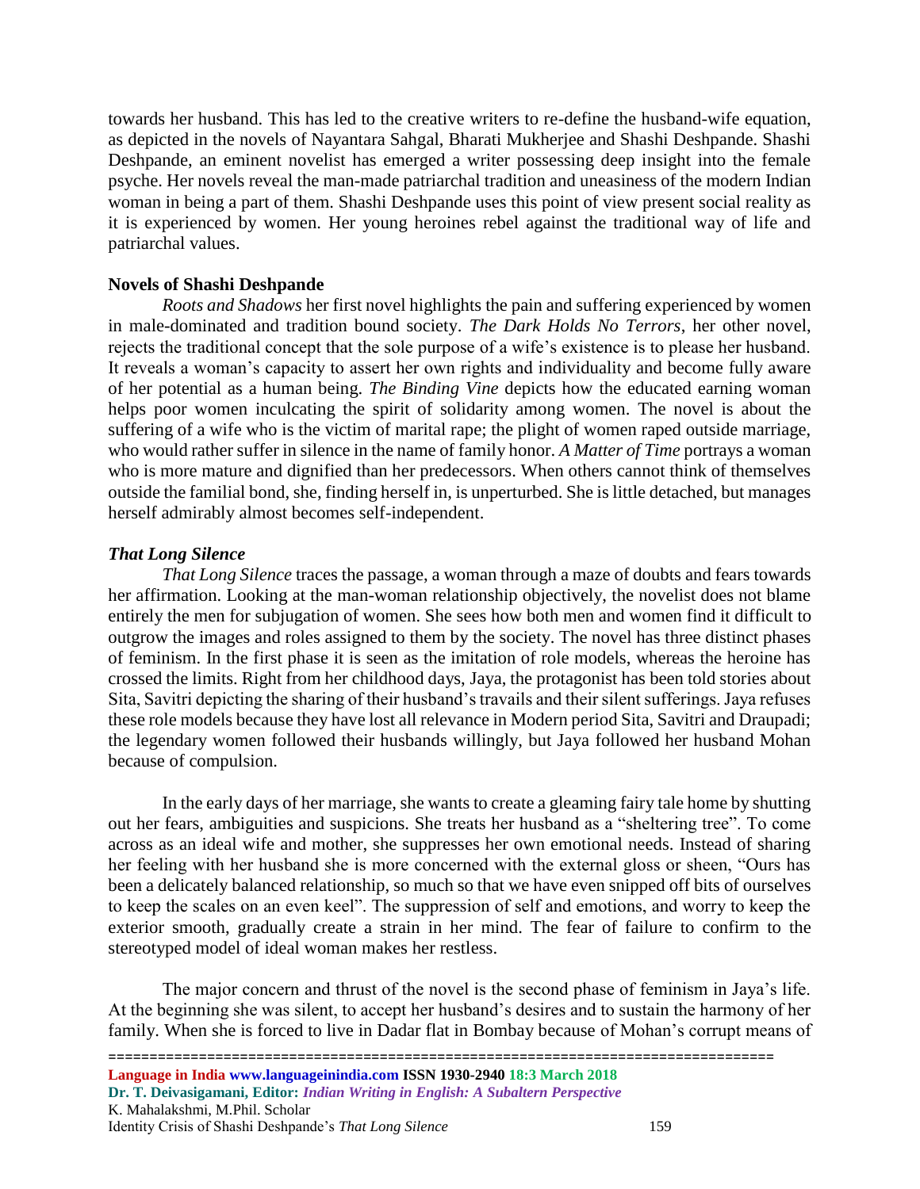towards her husband. This has led to the creative writers to re-define the husband-wife equation, as depicted in the novels of Nayantara Sahgal, Bharati Mukherjee and Shashi Deshpande. Shashi Deshpande, an eminent novelist has emerged a writer possessing deep insight into the female psyche. Her novels reveal the man-made patriarchal tradition and uneasiness of the modern Indian woman in being a part of them. Shashi Deshpande uses this point of view present social reality as it is experienced by women. Her young heroines rebel against the traditional way of life and patriarchal values.

**Novels of Shashi Deshpande**

*Roots and Shadows* her first novel highlights the pain and suffering experienced by women in male-dominated and tradition bound society. *The Dark Holds No Terrors*, her other novel, rejects the traditional concept that the sole purpose of a wife's existence is to please her husband. It reveals a woman's capacity to assert her own rights and individuality and become fully aware of her potential as a human being. *The Binding Vine* depicts how the educated earning woman helps poor women inculcating the spirit of solidarity among women. The novel is about the suffering of a wife who is the victim of marital rape; the plight of women raped outside marriage, who would rather suffer in silence in the name of family honor. *A Matter of Time* portrays a woman who is more mature and dignified than her predecessors. When others cannot think of themselves outside the familial bond, she, finding herself in, is unperturbed. She is little detached, but manages herself admirably almost becomes self-independent.

***That Long Silence***

*That Long Silence* traces the passage, a woman through a maze of doubts and fears towards her affirmation. Looking at the man-woman relationship objectively, the novelist does not blame entirely the men for subjugation of women. She sees how both men and women find it difficult to outgrow the images and roles assigned to them by the society. The novel has three distinct phases of feminism. In the first phase it is seen as the imitation of role models, whereas the heroine has crossed the limits. Right from her childhood days, Jaya, the protagonist has been told stories about Sita, Savitri depicting the sharing of their husband's travails and their silent sufferings. Jaya refuses these role models because they have lost all relevance in Modern period Sita, Savitri and Draupadi; the legendary women followed their husbands willingly, but Jaya followed her husband Mohan because of compulsion.

In the early days of her marriage, she wants to create a gleaming fairy tale home by shutting out her fears, ambiguities and suspicions. She treats her husband as a "sheltering tree". To come across as an ideal wife and mother, she suppresses her own emotional needs. Instead of sharing her feeling with her husband she is more concerned with the external gloss or sheen, "Ours has been a delicately balanced relationship, so much so that we have even snipped off bits of ourselves to keep the scales on an even keel". The suppression of self and emotions, and worry to keep the exterior smooth, gradually create a strain in her mind. The fear of failure to confirm to the stereotyped model of ideal woman makes her restless.

The major concern and thrust of the novel is the second phase of feminism in Jaya's life. At the beginning she was silent, to accept her husband's desires and to sustain the harmony of her family. When she is forced to live in Dadar flat in Bombay because of Mohan's corrupt means of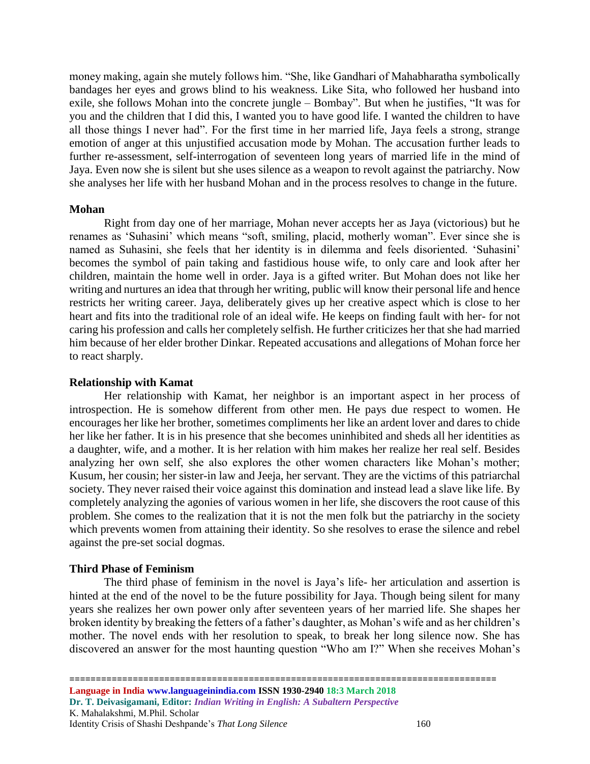money making, again she mutely follows him. "She, like Gandhari of Mahabharatha symbolically bandages her eyes and grows blind to his weakness. Like Sita, who followed her husband into exile, she follows Mohan into the concrete jungle – Bombay". But when he justifies, "It was for you and the children that I did this, I wanted you to have good life. I wanted the children to have all those things I never had". For the first time in her married life, Jaya feels a strong, strange emotion of anger at this unjustified accusation mode by Mohan. The accusation further leads to further re-assessment, self-interrogation of seventeen long years of married life in the mind of Jaya. Even now she is silent but she uses silence as a weapon to revolt against the patriarchy. Now she analyses her life with her husband Mohan and in the process resolves to change in the future.

**Mohan**

Right from day one of her marriage, Mohan never accepts her as Jaya (victorious) but he renames as 'Suhasini' which means "soft, smiling, placid, motherly woman". Ever since she is named as Suhasini, she feels that her identity is in dilemma and feels disoriented. 'Suhasini' becomes the symbol of pain taking and fastidious house wife, to only care and look after her children, maintain the home well in order. Jaya is a gifted writer. But Mohan does not like her writing and nurtures an idea that through her writing, public will know their personal life and hence restricts her writing career. Jaya, deliberately gives up her creative aspect which is close to her heart and fits into the traditional role of an ideal wife. He keeps on finding fault with her- for not caring his profession and calls her completely selfish. He further criticizes her that she had married him because of her elder brother Dinkar. Repeated accusations and allegations of Mohan force her to react sharply.

**Relationship with Kamat**

Her relationship with Kamat, her neighbor is an important aspect in her process of introspection. He is somehow different from other men. He pays due respect to women. He encourages her like her brother, sometimes compliments her like an ardent lover and dares to chide her like her father. It is in his presence that she becomes uninhibited and sheds all her identities as a daughter, wife, and a mother. It is her relation with him makes her realize her real self. Besides analyzing her own self, she also explores the other women characters like Mohan's mother; Kusum, her cousin; her sister-in law and Jeeja, her servant. They are the victims of this patriarchal society. They never raised their voice against this domination and instead lead a slave like life. By completely analyzing the agonies of various women in her life, she discovers the root cause of this problem. She comes to the realization that it is not the men folk but the patriarchy in the society which prevents women from attaining their identity. So she resolves to erase the silence and rebel against the pre-set social dogmas.

**Third Phase of Feminism**

The third phase of feminism in the novel is Jaya's life- her articulation and assertion is hinted at the end of the novel to be the future possibility for Jaya. Though being silent for many years she realizes her own power only after seventeen years of her married life. She shapes her broken identity by breaking the fetters of a father's daughter, as Mohan's wife and as her children's mother. The novel ends with her resolution to speak, to break her long silence now. She has discovered an answer for the most haunting question "Who am I?" When she receives Mohan's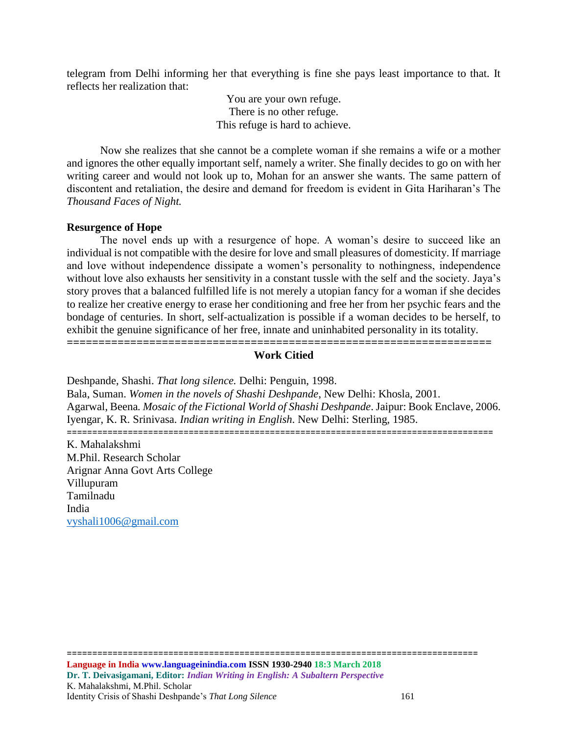telegram from Delhi informing her that everything is fine she pays least importance to that. It reflects her realization that:

You are your own refuge.  
There is no other refuge.  
This refuge is hard to achieve.

Now she realizes that she cannot be a complete woman if she remains a wife or a mother and ignores the other equally important self, namely a writer. She finally decides to go on with her writing career and would not look up to, Mohan for an answer she wants. The same pattern of discontent and retaliation, the desire and demand for freedom is evident in Gita Hariharan's The *Thousand Faces of Night.*

**Resurgence of Hope**

The novel ends up with a resurgence of hope. A woman's desire to succeed like an individual is not compatible with the desire for love and small pleasures of domesticity. If marriage and love without independence dissipate a women's personality to nothingness, independence without love also exhausts her sensitivity in a constant tussle with the self and the society. Jaya's story proves that a balanced fulfilled life is not merely a utopian fancy for a woman if she decides to realize her creative energy to erase her conditioning and free her from her psychic fears and the bondage of centuries. In short, self-actualization is possible if a woman decides to be herself, to exhibit the genuine significance of her free, innate and uninhabited personality in its totality.

==================================================================

**Work Citied**

Deshpande, Shashi. *That long silence.* Delhi: Penguin, 1998.  
Bala, Suman. *Women in the novels of Shashi Deshpande*, New Delhi: Khosla, 2001.  
Agarwal, Beena. *Mosaic of the Fictional World of Shashi Deshpande*. Jaipur: Book Enclave, 2006.  
Iyengar, K. R. Srinivasa. *Indian writing in English*. New Delhi: Sterling, 1985.

==================================================================

K. Mahalakshmi  
M.Phil. Research Scholar  
Arignar Anna Govt Arts College  
Villupuram  
Tamilnadu  
India  
vyshali1006@gmail.com